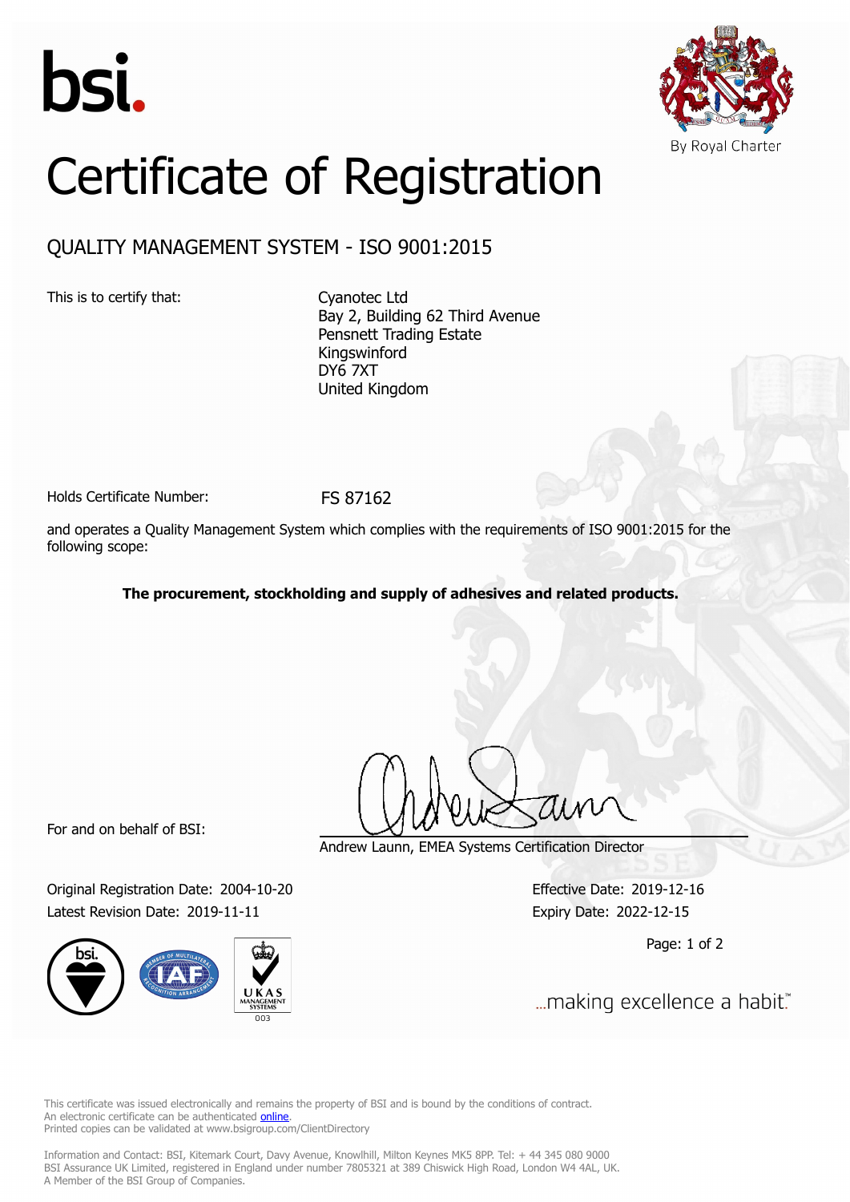bsi.

By Royal Charter

# Certificate of Registration

## QUALITY MANAGEMENT SYSTEM - ISO 9001:2015

This is to certify that:

Cyanotec Ltd
Bay 2, Building 62 Third Avenue
Pensnett Trading Estate
Kingswinford
DY6 7XT
United Kingdom

Holds Certificate Number: FS 87162

and operates a Quality Management System which complies with the requirements of ISO 9001:2015 for the following scope:

**The procurement, stockholding and supply of adhesives and related products.**

For and on behalf of BSI:

Andrew Launn, EMEA Systems Certification Director

Original Registration Date: 2004-10-20
Latest Revision Date: 2019-11-11

Effective Date: 2019-12-16
Expiry Date: 2022-12-15

...making excellence a habit.™

This certificate was issued electronically and remains the property of BSI and is bound by the conditions of contract.
An electronic certificate can be authenticated online.
Printed copies can be validated at www.bsigroup.com/ClientDirectory

Information and Contact: BSI, Kitemark Court, Davy Avenue, Knowlhill, Milton Keynes MK5 8PP. Tel: + 44 345 080 9000
BSI Assurance UK Limited, registered in England under number 7805321 at 389 Chiswick High Road, London W4 4AL, UK.
A Member of the BSI Group of Companies.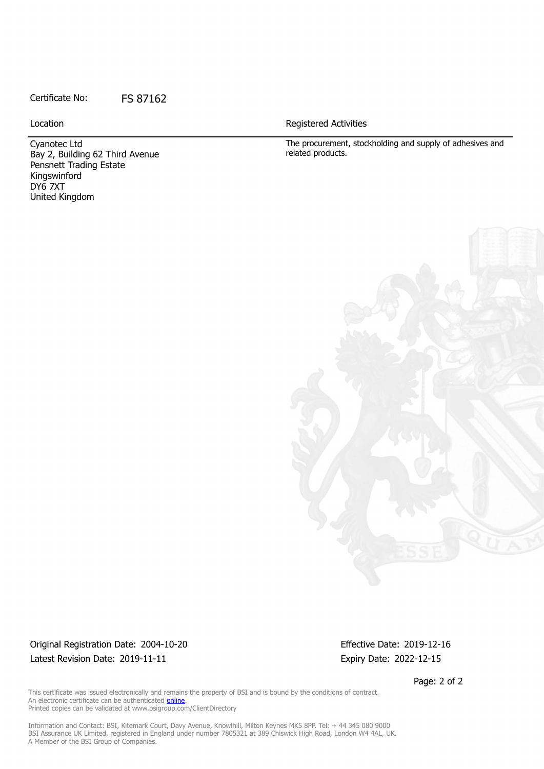Certificate No: FS 87162

| Location | Registered Activities |
| --- | --- |
| Cyanotec Ltd<br>Bay 2, Building 62 Third Avenue<br>Pensnett Trading Estate<br>Kingswinford<br>DY6 7XT<br>United Kingdom | The procurement, stockholding and supply of adhesives and related products. |

Original Registration Date: 2004-10-20

Latest Revision Date: 2019-11-11

Effective Date: 2019-12-16

Expiry Date: 2022-12-15

This certificate was issued electronically and remains the property of BSI and is bound by the conditions of contract.
An electronic certificate can be authenticated online.
Printed copies can be validated at www.bsigroup.com/ClientDirectory

Information and Contact: BSI, Kitemark Court, Davy Avenue, Knowlhill, Milton Keynes MK5 8PP. Tel: + 44 345 080 9000
BSI Assurance UK Limited, registered in England under number 7805321 at 389 Chiswick High Road, London W4 4AL, UK.
A Member of the BSI Group of Companies.